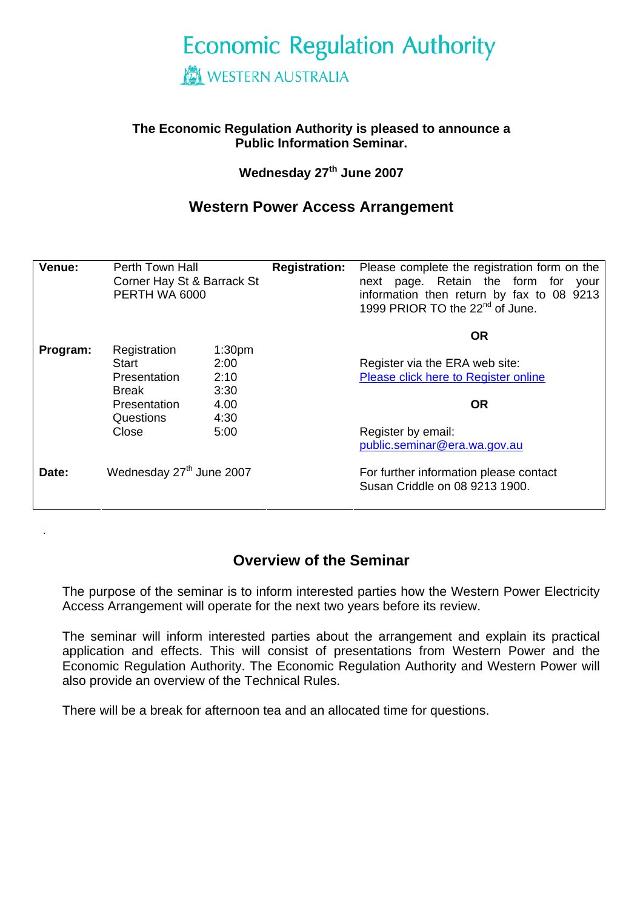# Economic Regulation Authority

WESTERN AUSTRALIA

**The Economic Regulation Authority is pleased to announce a Public Information Seminar.**

**Wednesday 27th June 2007**

## Western Power Access Arrangement

| | | | | |
|---|---|---|---|---|
| **Venue:** | Perth Town Hall<br>Corner Hay St & Barrack St<br>PERTH WA 6000 | | **Registration:** | Please complete the registration form on the next page. Retain the form for your information then return by fax to 08 9213 1999 PRIOR TO the 22nd of June.<br><br>**OR** |
| **Program:** | Registration<br>Start<br>Presentation<br>Break<br>Presentation<br>Questions<br>Close | 1:30pm<br>2:00<br>2:10<br>3:30<br>4.00<br>4:30<br>5:00 | | Register via the ERA web site:<br>Please click here to Register online<br><br>**OR**<br><br>Register by email:<br>public.seminar@era.wa.gov.au |
| **Date:** | Wednesday 27th June 2007 | | | For further information please contact Susan Criddle on 08 9213 1900. |

## Overview of the Seminar

The purpose of the seminar is to inform interested parties how the Western Power Electricity Access Arrangement will operate for the next two years before its review.

The seminar will inform interested parties about the arrangement and explain its practical application and effects. This will consist of presentations from Western Power and the Economic Regulation Authority. The Economic Regulation Authority and Western Power will also provide an overview of the Technical Rules.

There will be a break for afternoon tea and an allocated time for questions.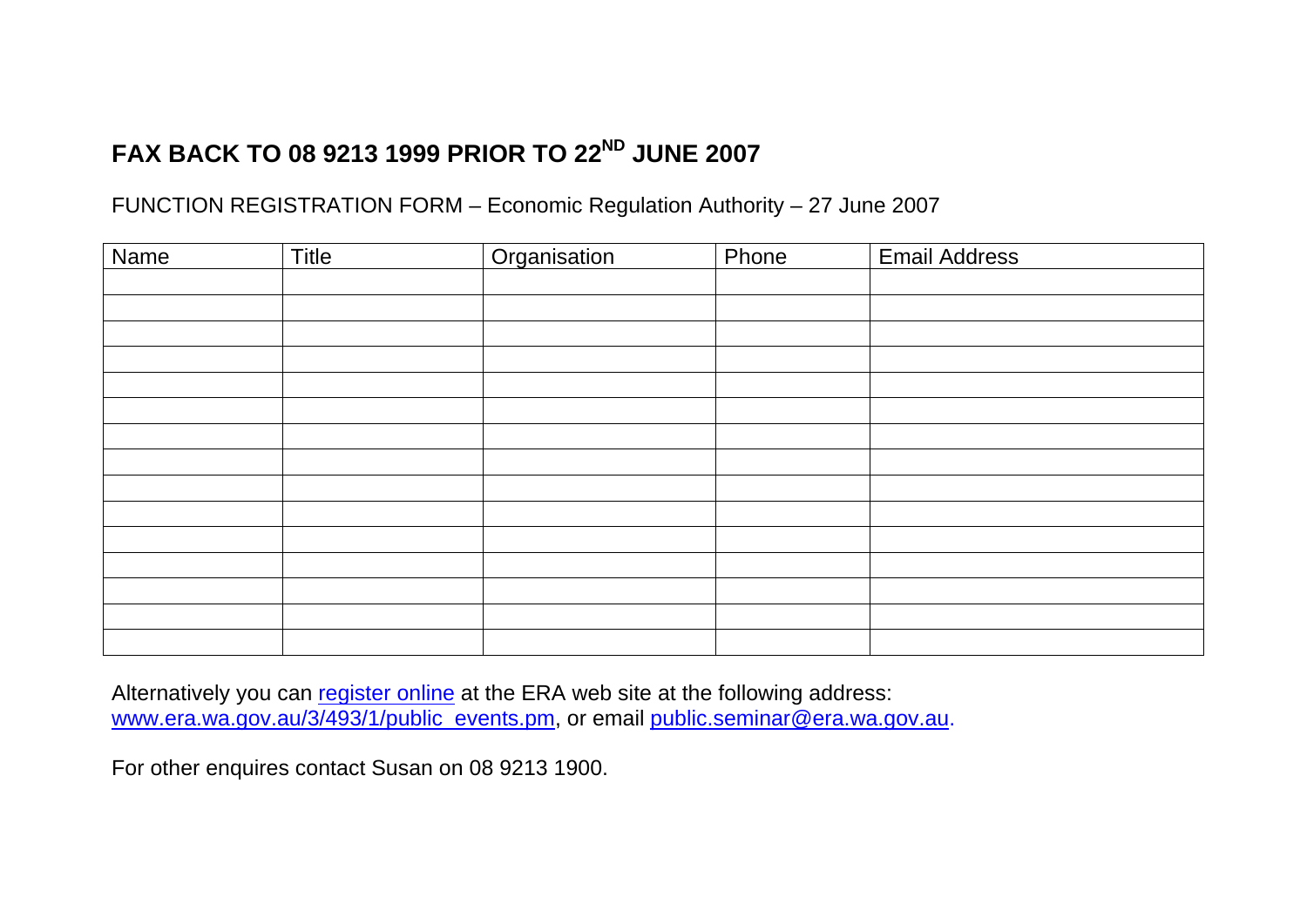# FAX BACK TO 08 9213 1999 PRIOR TO 22ND JUNE 2007

FUNCTION REGISTRATION FORM – Economic Regulation Authority – 27 June 2007

| Name | Title | Organisation | Phone | Email Address |
|---|---|---|---|---|
| | | | | |
| | | | | |
| | | | | |
| | | | | |
| | | | | |
| | | | | |
| | | | | |
| | | | | |
| | | | | |
| | | | | |
| | | | | |
| | | | | |
| | | | | |
| | | | | |
| | | | | |

Alternatively you can register online at the ERA web site at the following address: www.era.wa.gov.au/3/493/1/public_events.pm, or email public.seminar@era.wa.gov.au.

For other enquires contact Susan on 08 9213 1900.